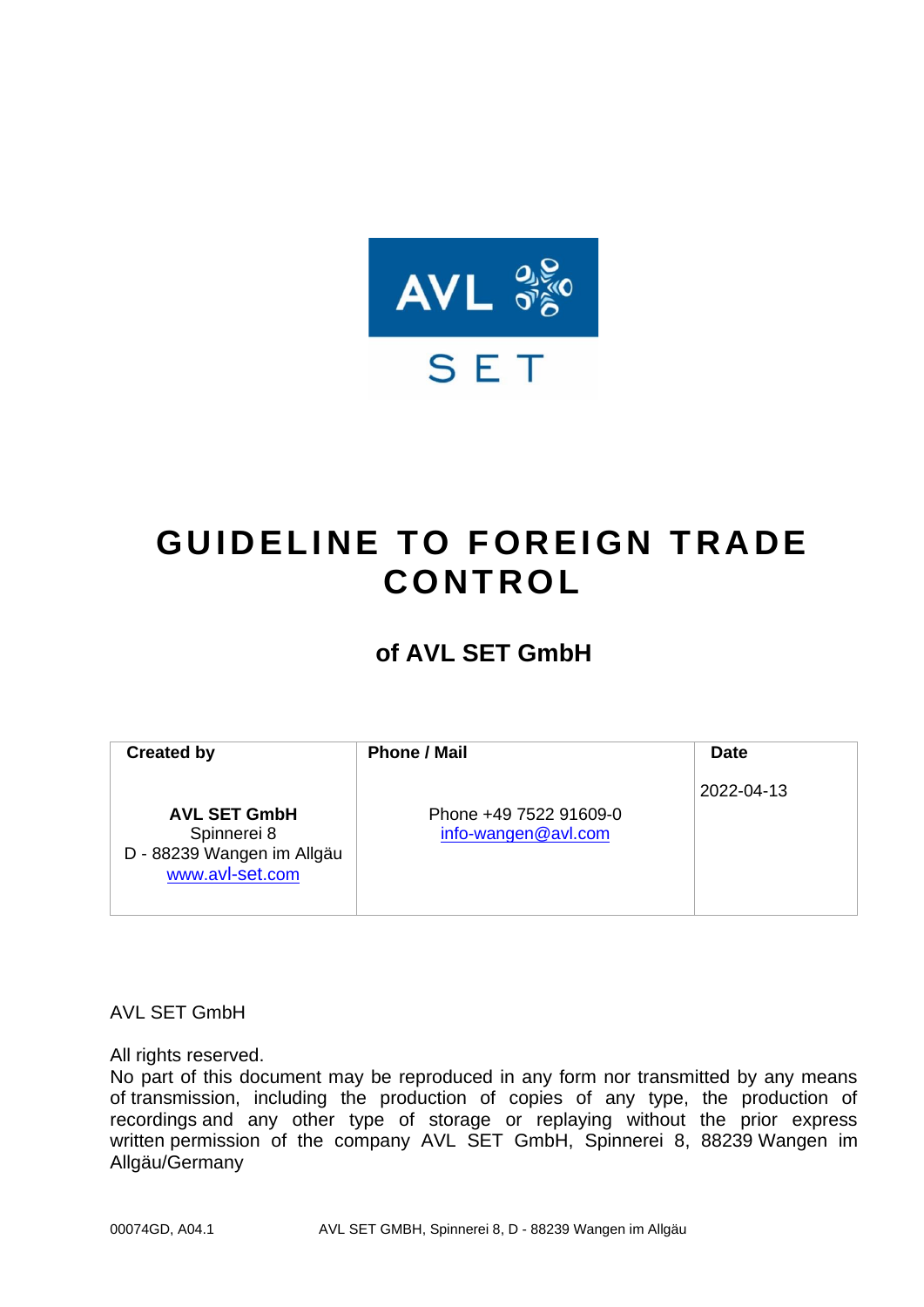# GUIDELINE TO FOREIGN TRADE CONTROL

## of AVL SET GmbH

| Created by | Phone / Mail | Date |
|---|---|---|
| **AVL SET GmbH**<br>Spinnerei 8<br>D - 88239 Wangen im Allgäu<br>www.avl-set.com | Phone +49 7522 91609-0<br>info-wangen@avl.com | 2022-04-13 |

AVL SET GmbH

All rights reserved.
No part of this document may be reproduced in any form nor transmitted by any means of transmission, including the production of copies of any type, the production of recordings and any other type of storage or replaying without the prior express written permission of the company AVL SET GmbH, Spinnerei 8, 88239 Wangen im Allgäu/Germany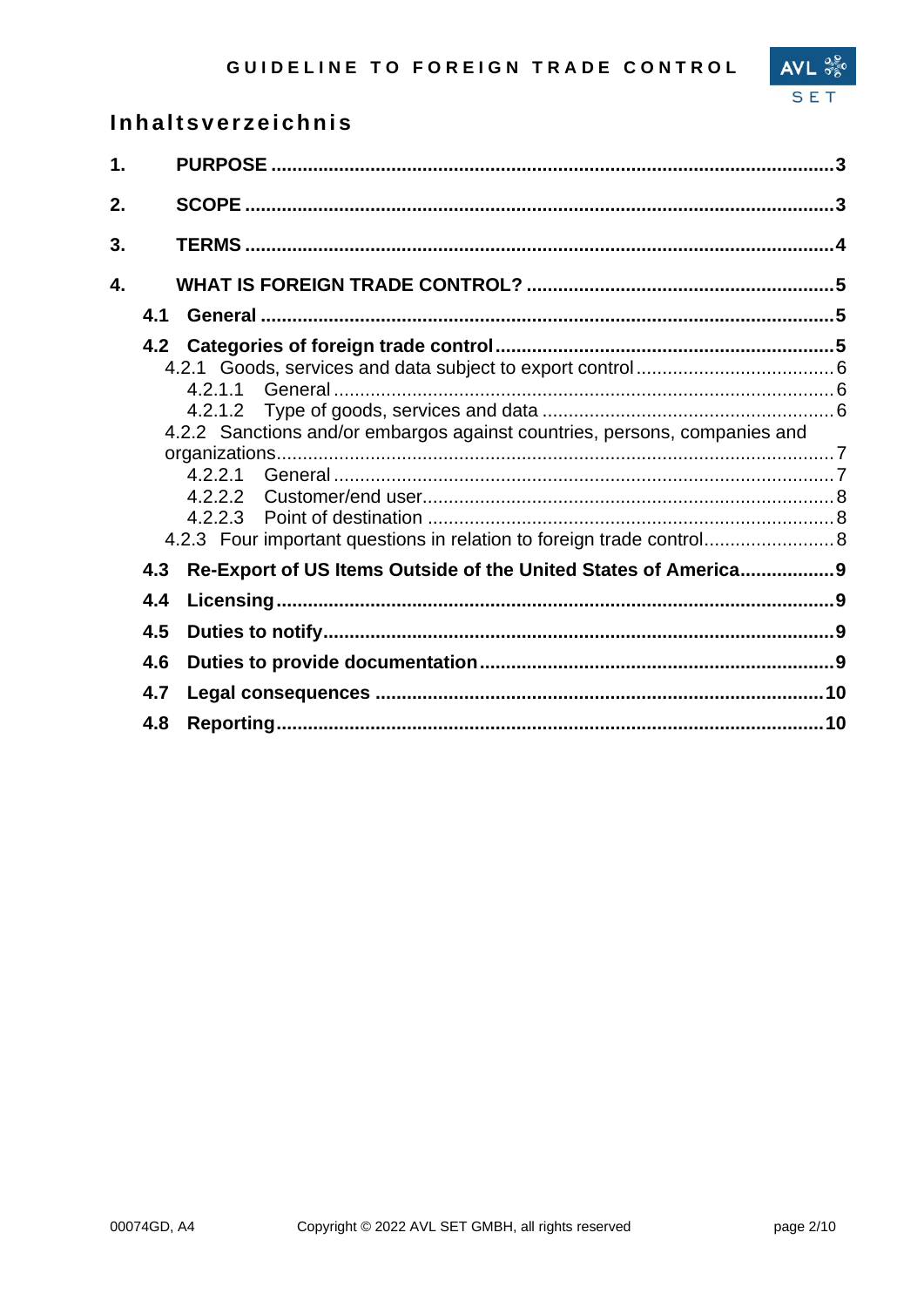# Inhaltsverzeichnis

1. **PURPOSE** ..... 3
2. **SCOPE** ..... 3
3. **TERMS** ..... 4
4. **WHAT IS FOREIGN TRADE CONTROL?** ..... 5
   - **4.1 General** ..... 5
   - **4.2 Categories of foreign trade control** ..... 5
     - 4.2.1 Goods, services and data subject to export control ..... 6
       - 4.2.1.1 General ..... 6
       - 4.2.1.2 Type of goods, services and data ..... 6
     - 4.2.2 Sanctions and/or embargos against countries, persons, companies and organizations ..... 7
       - 4.2.2.1 General ..... 7
       - 4.2.2.2 Customer/end user ..... 8
       - 4.2.2.3 Point of destination ..... 8
     - 4.2.3 Four important questions in relation to foreign trade control ..... 8
   - **4.3 Re-Export of US Items Outside of the United States of America** ..... 9
   - **4.4 Licensing** ..... 9
   - **4.5 Duties to notify** ..... 9
   - **4.6 Duties to provide documentation** ..... 9
   - **4.7 Legal consequences** ..... 10
   - **4.8 Reporting** ..... 10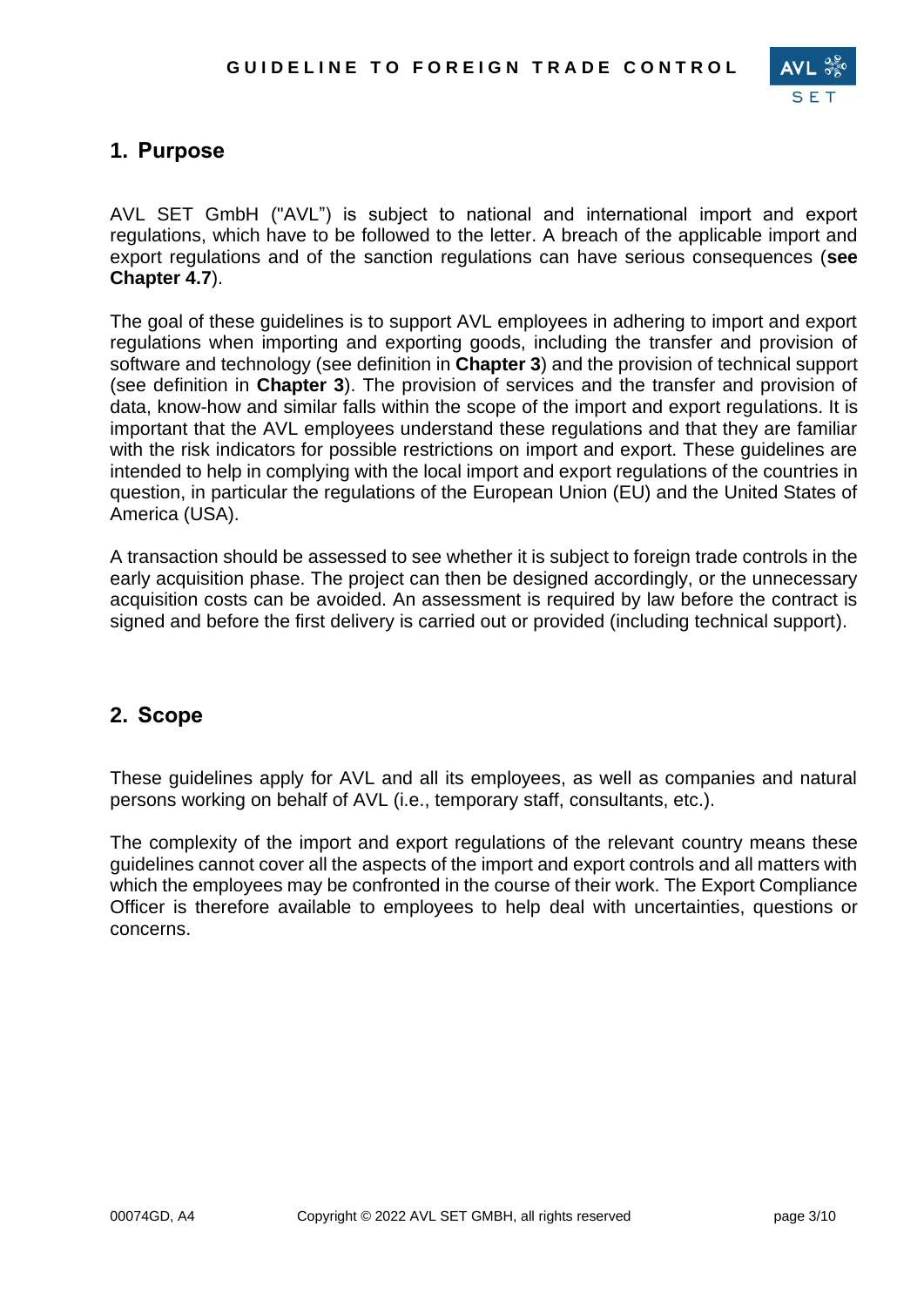## 1. Purpose

AVL SET GmbH ("AVL") is subject to national and international import and export regulations, which have to be followed to the letter. A breach of the applicable import and export regulations and of the sanction regulations can have serious consequences (**see Chapter 4.7**).

The goal of these guidelines is to support AVL employees in adhering to import and export regulations when importing and exporting goods, including the transfer and provision of software and technology (see definition in **Chapter 3**) and the provision of technical support (see definition in **Chapter 3**). The provision of services and the transfer and provision of data, know-how and similar falls within the scope of the import and export regulations. It is important that the AVL employees understand these regulations and that they are familiar with the risk indicators for possible restrictions on import and export. These guidelines are intended to help in complying with the local import and export regulations of the countries in question, in particular the regulations of the European Union (EU) and the United States of America (USA).

A transaction should be assessed to see whether it is subject to foreign trade controls in the early acquisition phase. The project can then be designed accordingly, or the unnecessary acquisition costs can be avoided. An assessment is required by law before the contract is signed and before the first delivery is carried out or provided (including technical support).

## 2. Scope

These guidelines apply for AVL and all its employees, as well as companies and natural persons working on behalf of AVL (i.e., temporary staff, consultants, etc.).

The complexity of the import and export regulations of the relevant country means these guidelines cannot cover all the aspects of the import and export controls and all matters with which the employees may be confronted in the course of their work. The Export Compliance Officer is therefore available to employees to help deal with uncertainties, questions or concerns.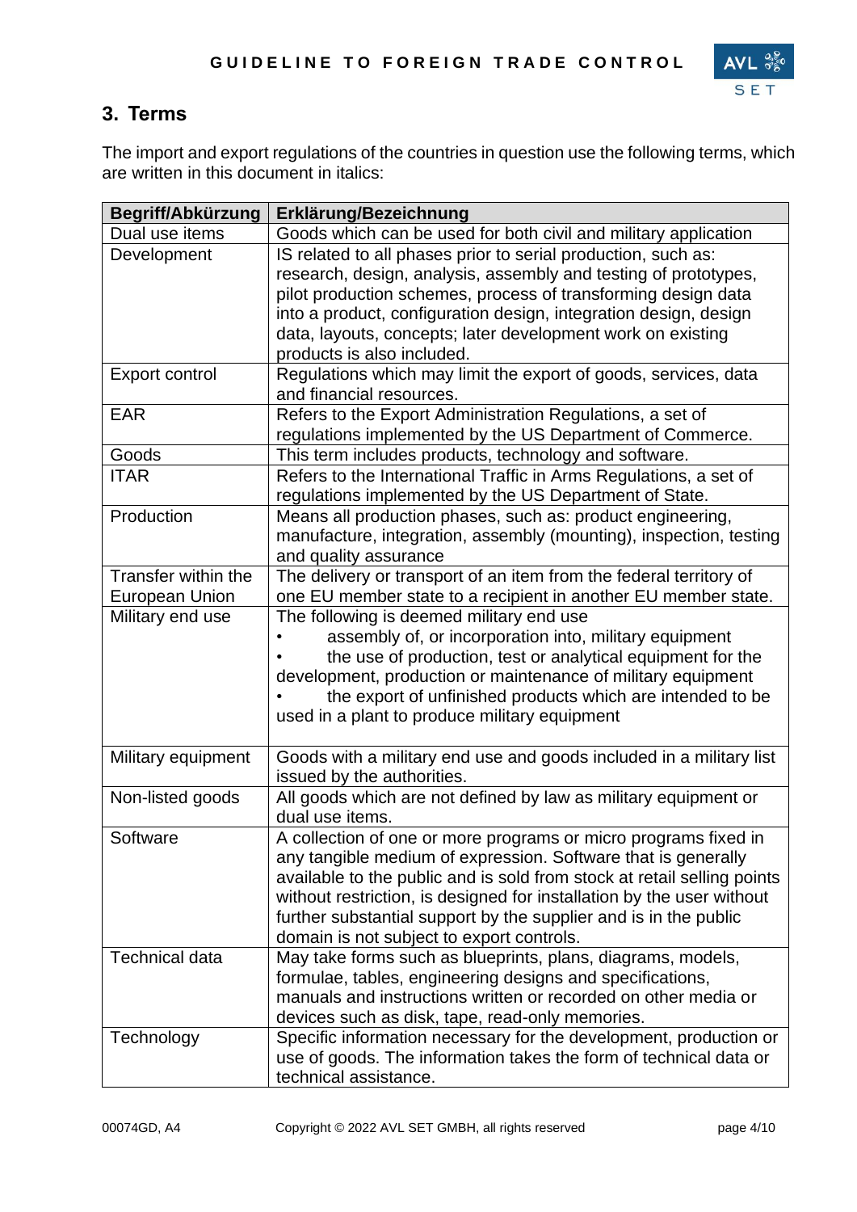## 3. Terms

The import and export regulations of the countries in question use the following terms, which are written in this document in italics:

| Begriff/Abkürzung | Erklärung/Bezeichnung |
|---|---|
| Dual use items | Goods which can be used for both civil and military application |
| Development | IS related to all phases prior to serial production, such as: research, design, analysis, assembly and testing of prototypes, pilot production schemes, process of transforming design data into a product, configuration design, integration design, design data, layouts, concepts; later development work on existing products is also included. |
| Export control | Regulations which may limit the export of goods, services, data and financial resources. |
| EAR | Refers to the Export Administration Regulations, a set of regulations implemented by the US Department of Commerce. |
| Goods | This term includes products, technology and software. |
| ITAR | Refers to the International Traffic in Arms Regulations, a set of regulations implemented by the US Department of State. |
| Production | Means all production phases, such as: product engineering, manufacture, integration, assembly (mounting), inspection, testing and quality assurance |
| Transfer within the European Union | The delivery or transport of an item from the federal territory of one EU member state to a recipient in another EU member state. |
| Military end use | The following is deemed military end use<br>• assembly of, or incorporation into, military equipment<br>• the use of production, test or analytical equipment for the development, production or maintenance of military equipment<br>• the export of unfinished products which are intended to be used in a plant to produce military equipment |
| Military equipment | Goods with a military end use and goods included in a military list issued by the authorities. |
| Non-listed goods | All goods which are not defined by law as military equipment or dual use items. |
| Software | A collection of one or more programs or micro programs fixed in any tangible medium of expression. Software that is generally available to the public and is sold from stock at retail selling points without restriction, is designed for installation by the user without further substantial support by the supplier and is in the public domain is not subject to export controls. |
| Technical data | May take forms such as blueprints, plans, diagrams, models, formulae, tables, engineering designs and specifications, manuals and instructions written or recorded on other media or devices such as disk, tape, read-only memories. |
| Technology | Specific information necessary for the development, production or use of goods. The information takes the form of technical data or technical assistance. |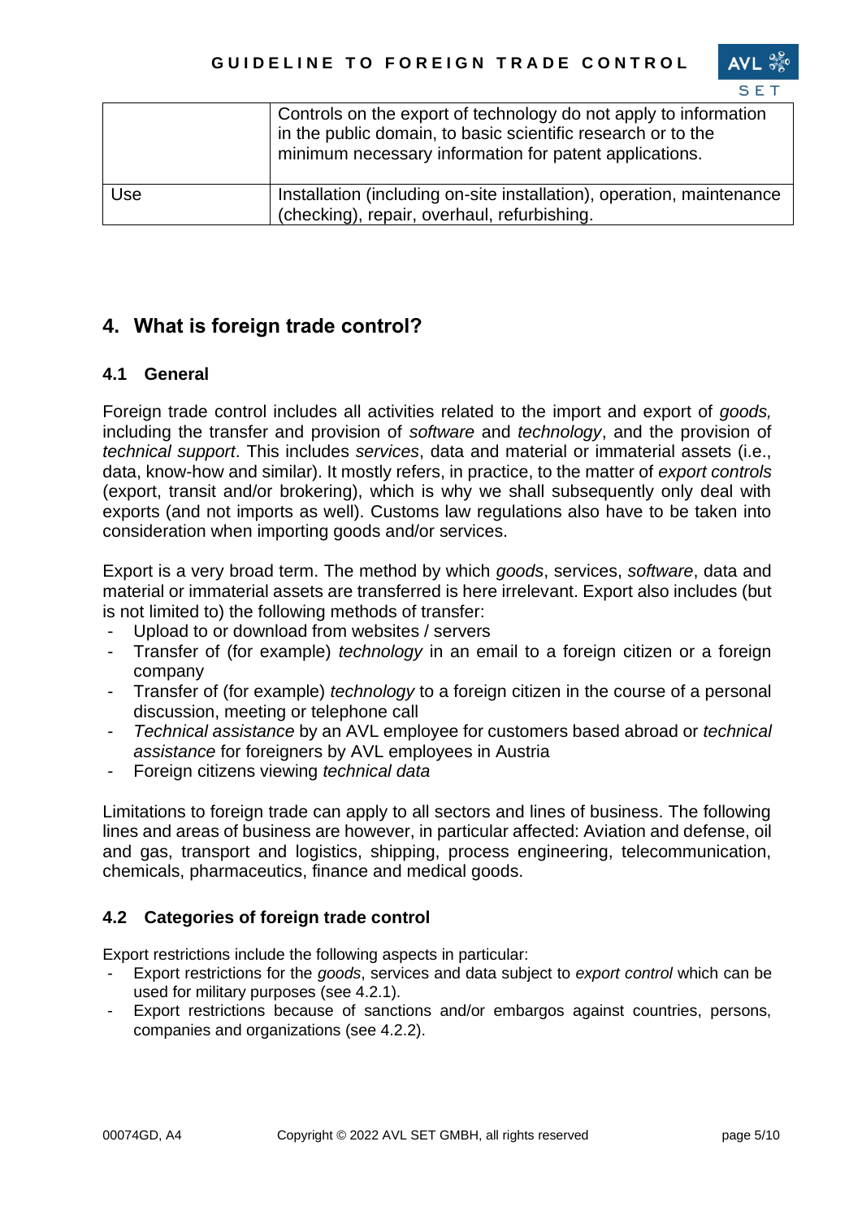| | |
|---|---|
| | Controls on the export of technology do not apply to information in the public domain, to basic scientific research or to the minimum necessary information for patent applications. |
| Use | Installation (including on-site installation), operation, maintenance (checking), repair, overhaul, refurbishing. |

## 4. What is foreign trade control?

### 4.1 General

Foreign trade control includes all activities related to the import and export of *goods,* including the transfer and provision of *software* and *technology*, and the provision of *technical support*. This includes *services*, data and material or immaterial assets (i.e., data, know-how and similar). It mostly refers, in practice, to the matter of *export controls* (export, transit and/or brokering), which is why we shall subsequently only deal with exports (and not imports as well). Customs law regulations also have to be taken into consideration when importing goods and/or services.

Export is a very broad term. The method by which *goods*, services, *software*, data and material or immaterial assets are transferred is here irrelevant. Export also includes (but is not limited to) the following methods of transfer:

- Upload to or download from websites / servers
- Transfer of (for example) *technology* in an email to a foreign citizen or a foreign company
- Transfer of (for example) *technology* to a foreign citizen in the course of a personal discussion, meeting or telephone call
- *Technical assistance* by an AVL employee for customers based abroad or *technical assistance* for foreigners by AVL employees in Austria
- Foreign citizens viewing *technical data*

Limitations to foreign trade can apply to all sectors and lines of business. The following lines and areas of business are however, in particular affected: Aviation and defense, oil and gas, transport and logistics, shipping, process engineering, telecommunication, chemicals, pharmaceuticals, finance and medical goods.

### 4.2 Categories of foreign trade control

Export restrictions include the following aspects in particular:

- Export restrictions for the *goods*, services and data subject to *export control* which can be used for military purposes (see 4.2.1).
- Export restrictions because of sanctions and/or embargos against countries, persons, companies and organizations (see 4.2.2).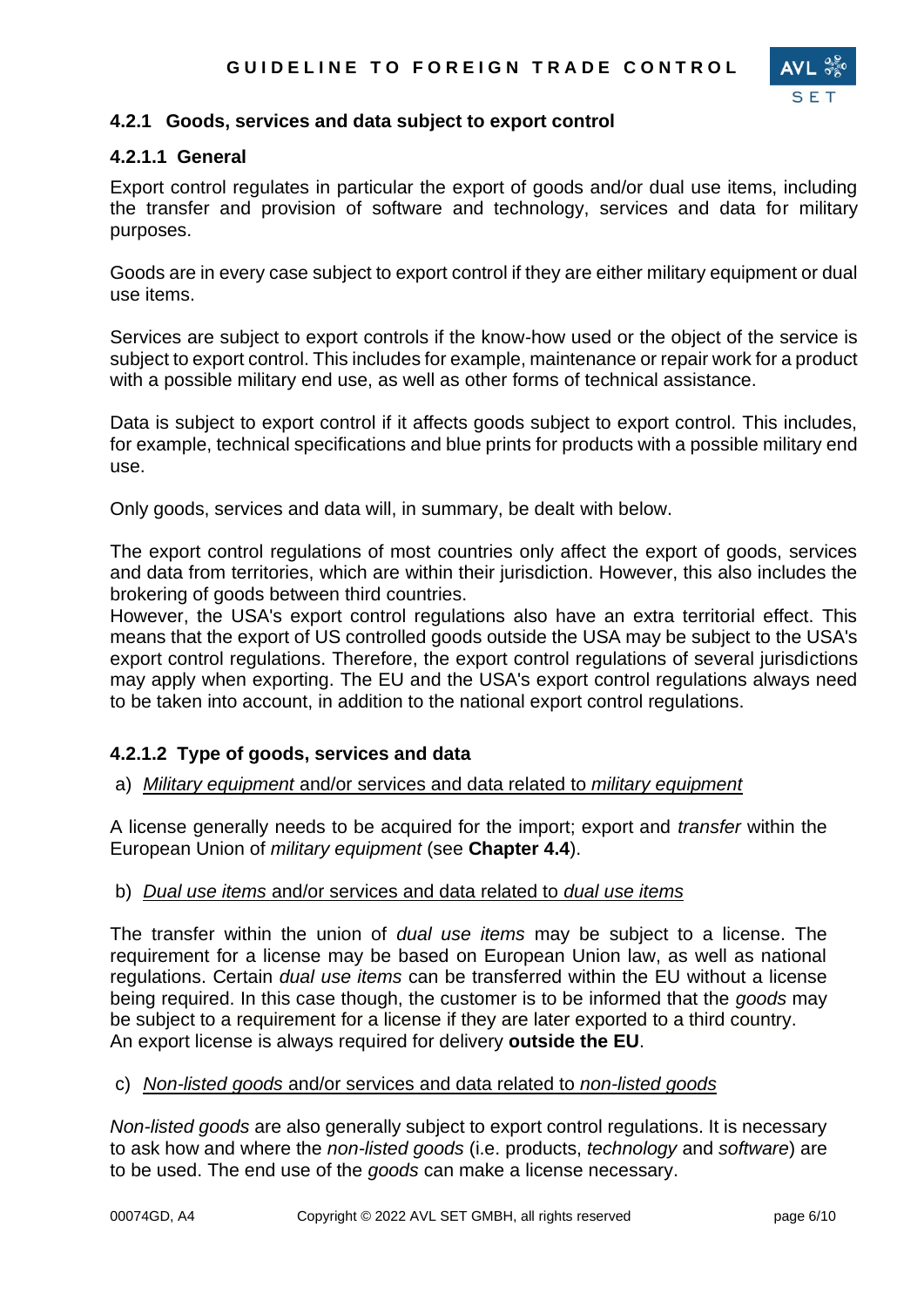### 4.2.1 Goods, services and data subject to export control

#### 4.2.1.1 General

Export control regulates in particular the export of goods and/or dual use items, including the transfer and provision of software and technology, services and data for military purposes.

Goods are in every case subject to export control if they are either military equipment or dual use items.

Services are subject to export controls if the know-how used or the object of the service is subject to export control. This includes for example, maintenance or repair work for a product with a possible military end use, as well as other forms of technical assistance.

Data is subject to export control if it affects goods subject to export control. This includes, for example, technical specifications and blue prints for products with a possible military end use.

Only goods, services and data will, in summary, be dealt with below.

The export control regulations of most countries only affect the export of goods, services and data from territories, which are within their jurisdiction. However, this also includes the brokering of goods between third countries.
However, the USA's export control regulations also have an extra territorial effect. This means that the export of US controlled goods outside the USA may be subject to the USA's export control regulations. Therefore, the export control regulations of several jurisdictions may apply when exporting. The EU and the USA's export control regulations always need to be taken into account, in addition to the national export control regulations.

#### 4.2.1.2 Type of goods, services and data

a) *Military equipment* and/or services and data related to *military equipment*

A license generally needs to be acquired for the import; export and *transfer* within the European Union of *military equipment* (see **Chapter 4.4**).

b) *Dual use items* and/or services and data related to *dual use items*

The transfer within the union of *dual use items* may be subject to a license. The requirement for a license may be based on European Union law, as well as national regulations. Certain *dual use items* can be transferred within the EU without a license being required. In this case though, the customer is to be informed that the *goods* may be subject to a requirement for a license if they are later exported to a third country.
An export license is always required for delivery **outside the EU**.

c) *Non-listed goods* and/or services and data related to *non-listed goods*

*Non-listed goods* are also generally subject to export control regulations. It is necessary to ask how and where the *non-listed goods* (i.e. products, *technology* and *software*) are to be used. The end use of the *goods* can make a license necessary.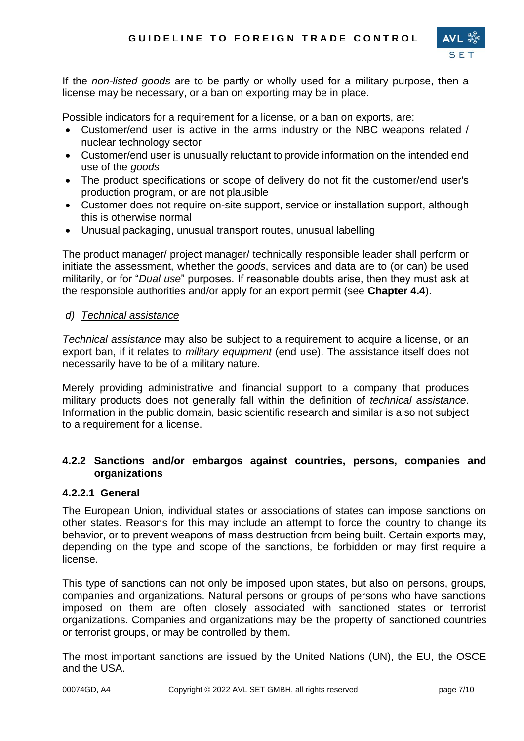If the *non-listed goods* are to be partly or wholly used for a military purpose, then a license may be necessary, or a ban on exporting may be in place.

Possible indicators for a requirement for a license, or a ban on exports, are:

- Customer/end user is active in the arms industry or the NBC weapons related / nuclear technology sector
- Customer/end user is unusually reluctant to provide information on the intended end use of the *goods*
- The product specifications or scope of delivery do not fit the customer/end user's production program, or are not plausible
- Customer does not require on-site support, service or installation support, although this is otherwise normal
- Unusual packaging, unusual transport routes, unusual labelling

The product manager/ project manager/ technically responsible leader shall perform or initiate the assessment, whether the *goods*, services and data are to (or can) be used militarily, or for "*Dual use*" purposes. If reasonable doubts arise, then they must ask at the responsible authorities and/or apply for an export permit (see **Chapter 4.4**).

d) Technical assistance

*Technical assistance* may also be subject to a requirement to acquire a license, or an export ban, if it relates to *military equipment* (end use). The assistance itself does not necessarily have to be of a military nature.

Merely providing administrative and financial support to a company that produces military products does not generally fall within the definition of *technical assistance*. Information in the public domain, basic scientific research and similar is also not subject to a requirement for a license.

### 4.2.2 Sanctions and/or embargos against countries, persons, companies and organizations

#### 4.2.2.1 General

The European Union, individual states or associations of states can impose sanctions on other states. Reasons for this may include an attempt to force the country to change its behavior, or to prevent weapons of mass destruction from being built. Certain exports may, depending on the type and scope of the sanctions, be forbidden or may first require a license.

This type of sanctions can not only be imposed upon states, but also on persons, groups, companies and organizations. Natural persons or groups of persons who have sanctions imposed on them are often closely associated with sanctioned states or terrorist organizations. Companies and organizations may be the property of sanctioned countries or terrorist groups, or may be controlled by them.

The most important sanctions are issued by the United Nations (UN), the EU, the OSCE and the USA.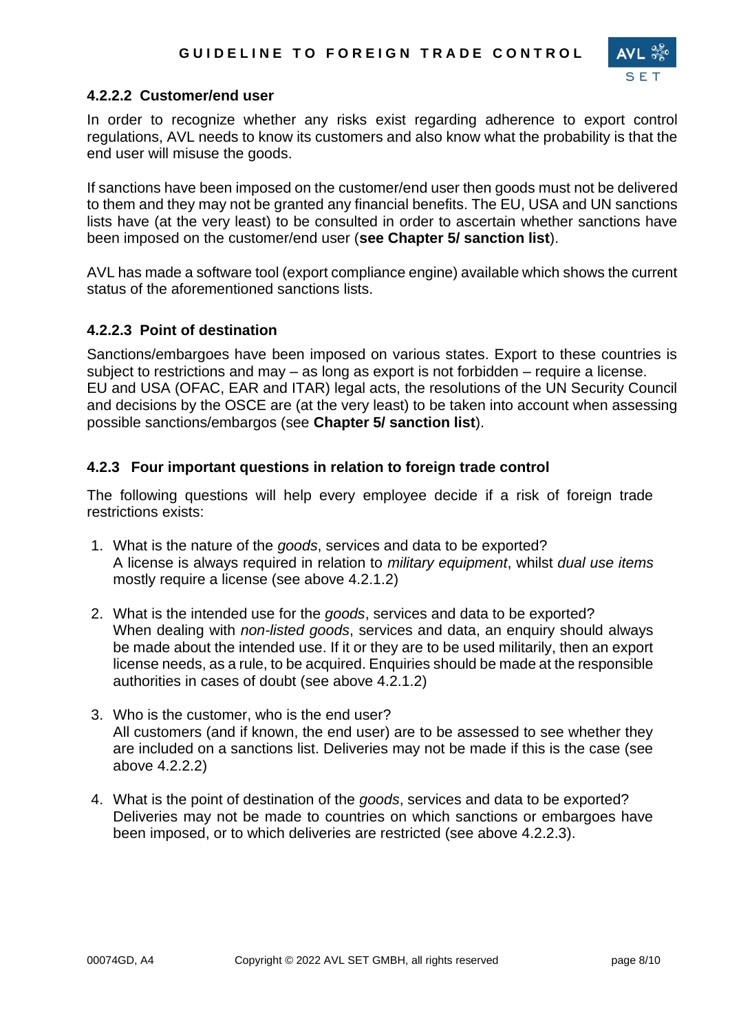#### 4.2.2.2 Customer/end user

In order to recognize whether any risks exist regarding adherence to export control regulations, AVL needs to know its customers and also know what the probability is that the end user will misuse the goods.

If sanctions have been imposed on the customer/end user then goods must not be delivered to them and they may not be granted any financial benefits. The EU, USA and UN sanctions lists have (at the very least) to be consulted in order to ascertain whether sanctions have been imposed on the customer/end user (**see Chapter 5/ sanction list**).

AVL has made a software tool (export compliance engine) available which shows the current status of the aforementioned sanctions lists.

#### 4.2.2.3 Point of destination

Sanctions/embargoes have been imposed on various states. Export to these countries is subject to restrictions and may – as long as export is not forbidden – require a license.
EU and USA (OFAC, EAR and ITAR) legal acts, the resolutions of the UN Security Council and decisions by the OSCE are (at the very least) to be taken into account when assessing possible sanctions/embargos (see **Chapter 5/ sanction list**).

### 4.2.3 Four important questions in relation to foreign trade control

The following questions will help every employee decide if a risk of foreign trade restrictions exists:

1. What is the nature of the *goods*, services and data to be exported?
   A license is always required in relation to *military equipment*, whilst *dual use items* mostly require a license (see above 4.2.1.2)

2. What is the intended use for the *goods*, services and data to be exported?
   When dealing with *non-listed goods*, services and data, an enquiry should always be made about the intended use. If it or they are to be used militarily, then an export license needs, as a rule, to be acquired. Enquiries should be made at the responsible authorities in cases of doubt (see above 4.2.1.2)

3. Who is the customer, who is the end user?
   All customers (and if known, the end user) are to be assessed to see whether they are included on a sanctions list. Deliveries may not be made if this is the case (see above 4.2.2.2)

4. What is the point of destination of the *goods*, services and data to be exported?
   Deliveries may not be made to countries on which sanctions or embargoes have been imposed, or to which deliveries are restricted (see above 4.2.2.3).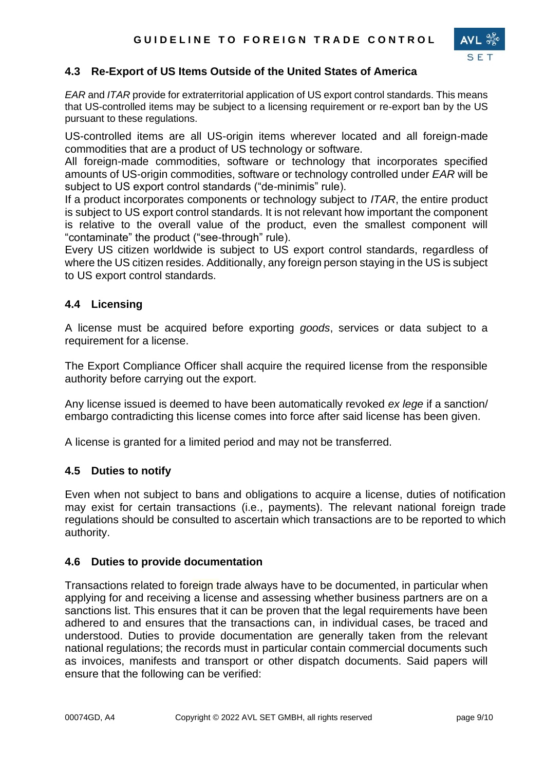## 4.3 Re-Export of US Items Outside of the United States of America

*EAR* and *ITAR* provide for extraterritorial application of US export control standards. This means that US-controlled items may be subject to a licensing requirement or re-export ban by the US pursuant to these regulations.

US-controlled items are all US-origin items wherever located and all foreign-made commodities that are a product of US technology or software.
All foreign-made commodities, software or technology that incorporates specified amounts of US-origin commodities, software or technology controlled under *EAR* will be subject to US export control standards ("de-minimis" rule).
If a product incorporates components or technology subject to *ITAR*, the entire product is subject to US export control standards. It is not relevant how important the component is relative to the overall value of the product, even the smallest component will "contaminate" the product ("see-through" rule).
Every US citizen worldwide is subject to US export control standards, regardless of where the US citizen resides. Additionally, any foreign person staying in the US is subject to US export control standards.

## 4.4 Licensing

A license must be acquired before exporting *goods*, services or data subject to a requirement for a license.

The Export Compliance Officer shall acquire the required license from the responsible authority before carrying out the export.

Any license issued is deemed to have been automatically revoked *ex lege* if a sanction/ embargo contradicting this license comes into force after said license has been given.

A license is granted for a limited period and may not be transferred.

## 4.5 Duties to notify

Even when not subject to bans and obligations to acquire a license, duties of notification may exist for certain transactions (i.e., payments). The relevant national foreign trade regulations should be consulted to ascertain which transactions are to be reported to which authority.

## 4.6 Duties to provide documentation

Transactions related to foreign trade always have to be documented, in particular when applying for and receiving a license and assessing whether business partners are on a sanctions list. This ensures that it can be proven that the legal requirements have been adhered to and ensures that the transactions can, in individual cases, be traced and understood. Duties to provide documentation are generally taken from the relevant national regulations; the records must in particular contain commercial documents such as invoices, manifests and transport or other dispatch documents. Said papers will ensure that the following can be verified: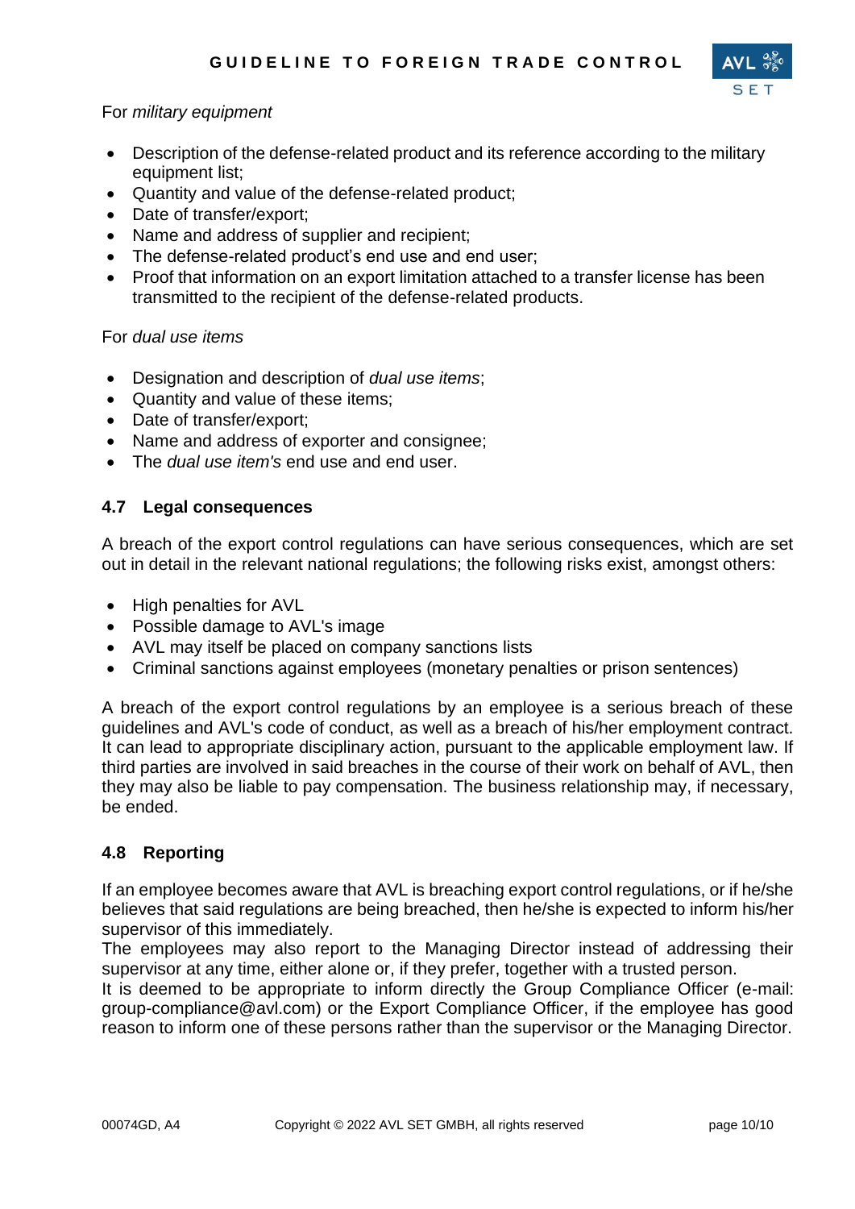For *military equipment*

- Description of the defense-related product and its reference according to the military equipment list;
- Quantity and value of the defense-related product;
- Date of transfer/export;
- Name and address of supplier and recipient;
- The defense-related product's end use and end user;
- Proof that information on an export limitation attached to a transfer license has been transmitted to the recipient of the defense-related products.

For *dual use items*

- Designation and description of *dual use items*;
- Quantity and value of these items;
- Date of transfer/export;
- Name and address of exporter and consignee;
- The *dual use item's* end use and end user.

### 4.7 Legal consequences

A breach of the export control regulations can have serious consequences, which are set out in detail in the relevant national regulations; the following risks exist, amongst others:

- High penalties for AVL
- Possible damage to AVL's image
- AVL may itself be placed on company sanctions lists
- Criminal sanctions against employees (monetary penalties or prison sentences)

A breach of the export control regulations by an employee is a serious breach of these guidelines and AVL's code of conduct, as well as a breach of his/her employment contract. It can lead to appropriate disciplinary action, pursuant to the applicable employment law. If third parties are involved in said breaches in the course of their work on behalf of AVL, then they may also be liable to pay compensation. The business relationship may, if necessary, be ended.

### 4.8 Reporting

If an employee becomes aware that AVL is breaching export control regulations, or if he/she believes that said regulations are being breached, then he/she is expected to inform his/her supervisor of this immediately.
The employees may also report to the Managing Director instead of addressing their supervisor at any time, either alone or, if they prefer, together with a trusted person.
It is deemed to be appropriate to inform directly the Group Compliance Officer (e-mail: group-compliance@avl.com) or the Export Compliance Officer, if the employee has good reason to inform one of these persons rather than the supervisor or the Managing Director.